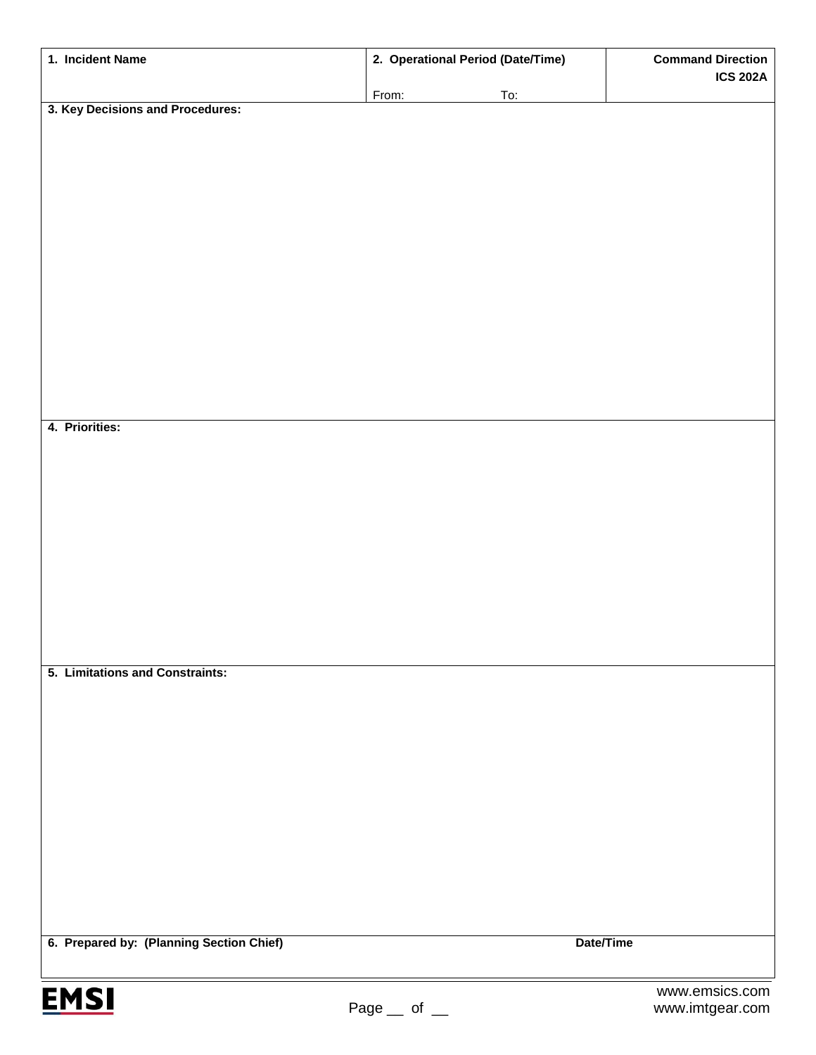| 1. Incident Name | 2. Operational Period (Date/Time) | | Command Direction ICS 202A |
|---|---|---|---|
| | From: | To: | |

**3. Key Decisions and Procedures:**

**4. Priorities:**

**5. Limitations and Constraints:**

| 6. Prepared by: (Planning Section Chief) | Date/Time |
|---|---|
| | |

EMSI

www.emsics.com
www.imtgear.com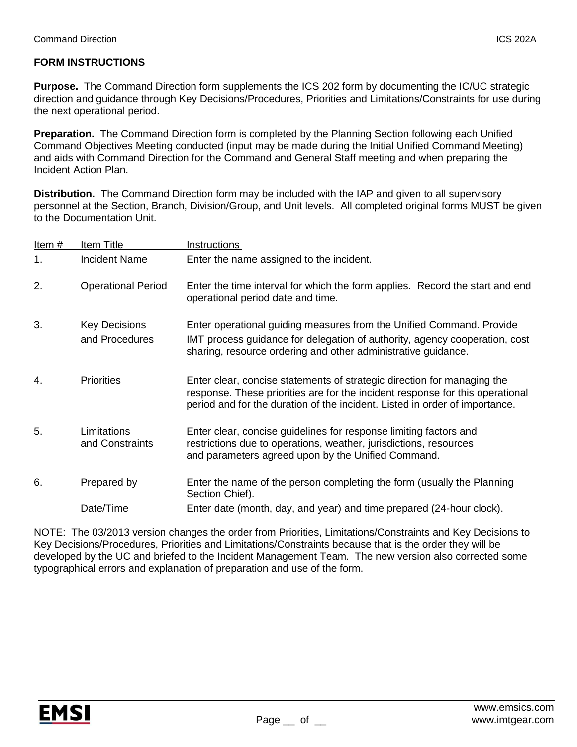## FORM INSTRUCTIONS

**Purpose.** The Command Direction form supplements the ICS 202 form by documenting the IC/UC strategic direction and guidance through Key Decisions/Procedures, Priorities and Limitations/Constraints for use during the next operational period.

**Preparation.** The Command Direction form is completed by the Planning Section following each Unified Command Objectives Meeting conducted (input may be made during the Initial Unified Command Meeting) and aids with Command Direction for the Command and General Staff meeting and when preparing the Incident Action Plan.

**Distribution.** The Command Direction form may be included with the IAP and given to all supervisory personnel at the Section, Branch, Division/Group, and Unit levels. All completed original forms MUST be given to the Documentation Unit.

| Item # | Item Title | Instructions |
|---|---|---|
| 1. | Incident Name | Enter the name assigned to the incident. |
| 2. | Operational Period | Enter the time interval for which the form applies. Record the start and end operational period date and time. |
| 3. | Key Decisions and Procedures | Enter operational guiding measures from the Unified Command. Provide IMT process guidance for delegation of authority, agency cooperation, cost sharing, resource ordering and other administrative guidance. |
| 4. | Priorities | Enter clear, concise statements of strategic direction for managing the response. These priorities are for the incident response for this operational period and for the duration of the incident. Listed in order of importance. |
| 5. | Limitations and Constraints | Enter clear, concise guidelines for response limiting factors and restrictions due to operations, weather, jurisdictions, resources and parameters agreed upon by the Unified Command. |
| 6. | Prepared by | Enter the name of the person completing the form (usually the Planning Section Chief). |
| | Date/Time | Enter date (month, day, and year) and time prepared (24-hour clock). |

NOTE: The 03/2013 version changes the order from Priorities, Limitations/Constraints and Key Decisions to Key Decisions/Procedures, Priorities and Limitations/Constraints because that is the order they will be developed by the UC and briefed to the Incident Management Team. The new version also corrected some typographical errors and explanation of preparation and use of the form.